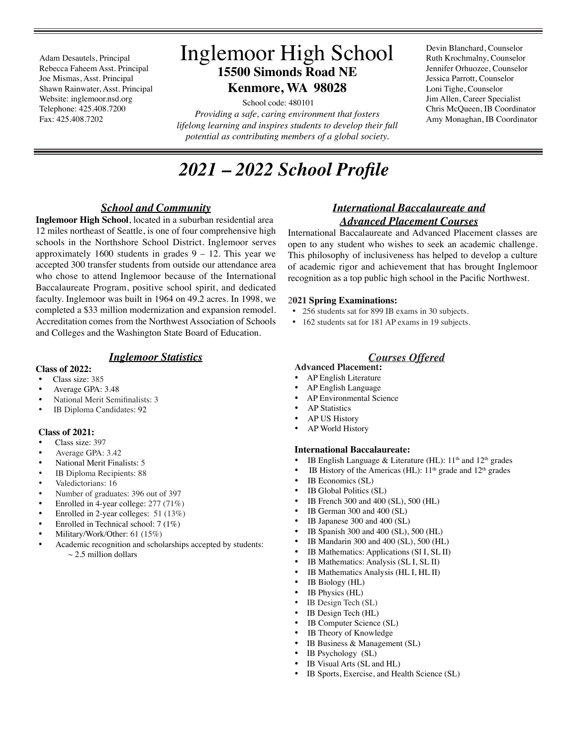Adam Desautels, Principal
Rebecca Faheem Asst. Principal
Joe Mismas, Asst. Principal
Shawn Rainwater, Asst. Principal
Website: inglemoor.nsd.org
Telephone: 425.408.7200
Fax: 425.408.7202

# Inglemoor High School

**15500 Simonds Road NE**
**Kenmore, WA 98028**

School code: 480101

*Providing a safe, caring environment that fosters lifelong learning and inspires students to develop their full potential as contributing members of a global society.*

Devin Blanchard, Counselor
Ruth Krochmalny, Counselor
Jennifer Orhuozee, Counselor
Jessica Parrott, Counselor
Loni Tighe, Counselor
Jim Allen, Career Specialist
Chris McQueen, IB Coordinator
Amy Monaghan, IB Coordinator

# *2021 – 2022 School Profile*

## *School and Community*

**Inglemoor High School**, located in a suburban residential area 12 miles northeast of Seattle, is one of four comprehensive high schools in the Northshore School District. Inglemoor serves approximately 1600 students in grades 9 – 12. This year we accepted 300 transfer students from outside our attendance area who chose to attend Inglemoor because of the International Baccalaureate Program, positive school spirit, and dedicated faculty. Inglemoor was built in 1964 on 49.2 acres. In 1998, we completed a $33 million modernization and expansion remodel. Accreditation comes from the Northwest Association of Schools and Colleges and the Washington State Board of Education.

## *Inglemoor Statistics*

**Class of 2022:**

- Class size: 385
- Average GPA: 3.48
- National Merit Semifinalists: 3
- IB Diploma Candidates: 92

**Class of 2021:**

- Class size: 397
- Average GPA: 3.42
- National Merit Finalists: 5
- IB Diploma Recipients: 88
- Valedictorians: 16
- Number of graduates: 396 out of 397
- Enrolled in 4-year college: 277 (71%)
- Enrolled in 2-year colleges: 51 (13%)
- Enrolled in Technical school: 7 (1%)
- Military/Work/Other: 61 (15%)
- Academic recognition and scholarships accepted by students: ~ 2.5 million dollars

## *International Baccalaureate and Advanced Placement Courses*

International Baccalaureate and Advanced Placement classes are open to any student who wishes to seek an academic challenge. This philosophy of inclusiveness has helped to develop a culture of academic rigor and achievement that has brought Inglemoor recognition as a top public high school in the Pacific Northwest.

**2021 Spring Examinations:**

- 256 students sat for 899 IB exams in 30 subjects.
- 162 students sat for 181 AP exams in 19 subjects.

## *Courses Offered*

**Advanced Placement:**

- AP English Literature
- AP English Language
- AP Environmental Science
- AP Statistics
- AP US History
- AP World History

**International Baccalaureate:**

- IB English Language & Literature (HL): 11th and 12th grades
- IB History of the Americas (HL): 11th grade and 12th grades
- IB Economics (SL)
- IB Global Politics (SL)
- IB French 300 and 400 (SL), 500 (HL)
- IB German 300 and 400 (SL)
- IB Japanese 300 and 400 (SL)
- IB Spanish 300 and 400 (SL), 500 (HL)
- IB Mandarin 300 and 400 (SL), 500 (HL)
- IB Mathematics: Applications (Sl I, SL II)
- IB Mathematics: Analysis (SL I, SL II)
- IB Mathematics Analysis (HL I, HL II)
- IB Biology (HL)
- IB Physics (HL)
- IB Design Tech (SL)
- IB Design Tech (HL)
- IB Computer Science (SL)
- IB Theory of Knowledge
- IB Business & Management (SL)
- IB Psychology (SL)
- IB Visual Arts (SL and HL)
- IB Sports, Exercise, and Health Science (SL)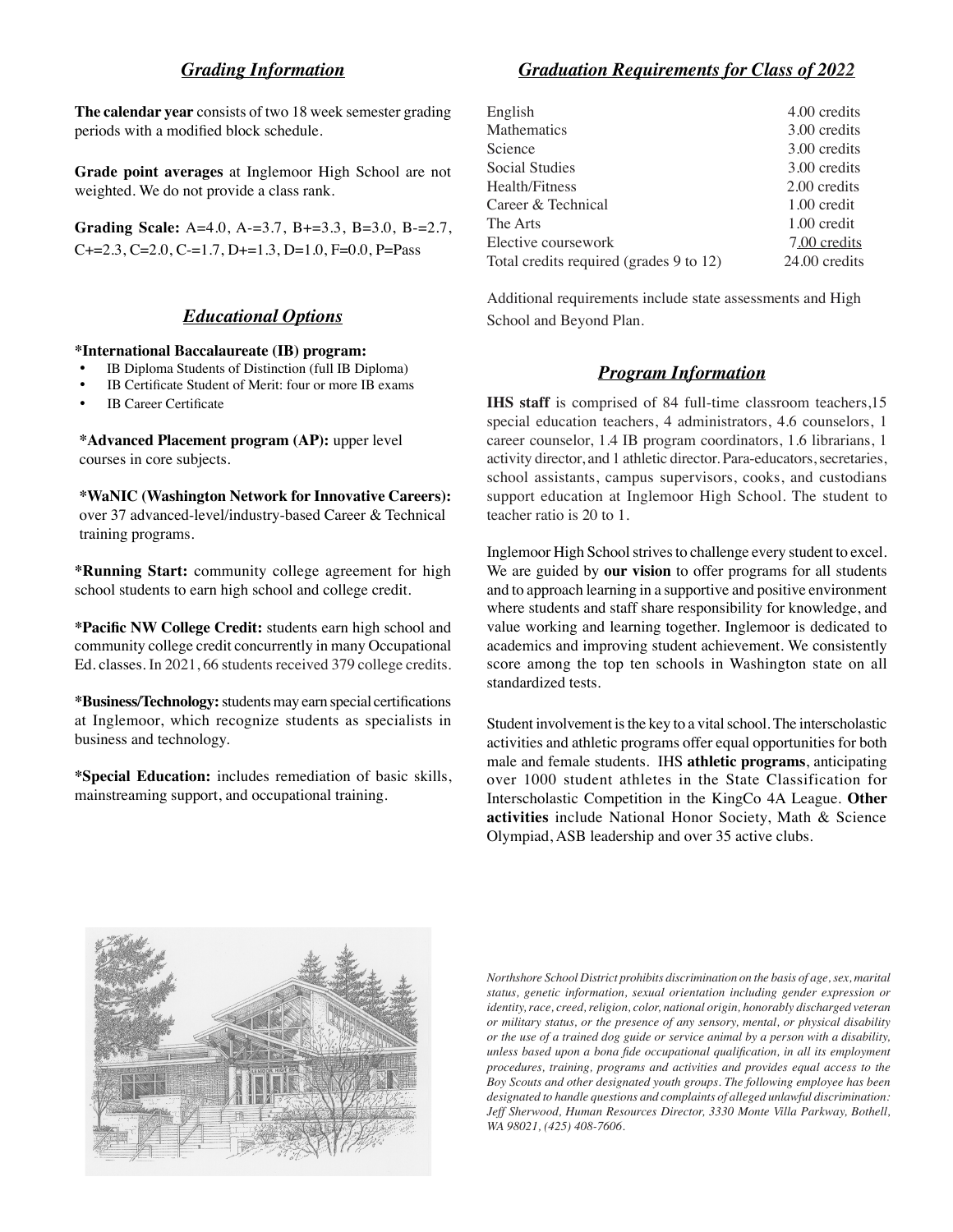## *Grading Information*

**The calendar year** consists of two 18 week semester grading periods with a modified block schedule.

**Grade point averages** at Inglemoor High School are not weighted. We do not provide a class rank.

**Grading Scale:** A=4.0, A-=3.7, B+=3.3, B=3.0, B-=2.7, C+=2.3, C=2.0, C-=1.7, D+=1.3, D=1.0, F=0.0, P=Pass

## *Educational Options*

**\*International Baccalaureate (IB) program:**

- IB Diploma Students of Distinction (full IB Diploma)
- IB Certificate Student of Merit: four or more IB exams
- IB Career Certificate

**\*Advanced Placement program (AP):** upper level courses in core subjects.

**\*WaNIC (Washington Network for Innovative Careers):** over 37 advanced-level/industry-based Career & Technical training programs.

**\*Running Start:** community college agreement for high school students to earn high school and college credit.

**\*Pacific NW College Credit:** students earn high school and community college credit concurrently in many Occupational Ed. classes. In 2021, 66 students received 379 college credits.

**\*Business/Technology:** students may earn special certifications at Inglemoor, which recognize students as specialists in business and technology.

**\*Special Education:** includes remediation of basic skills, mainstreaming support, and occupational training.

## *Graduation Requirements for Class of 2022*

| Subject | Credits |
|---|---|
| English | 4.00 credits |
| Mathematics | 3.00 credits |
| Science | 3.00 credits |
| Social Studies | 3.00 credits |
| Health/Fitness | 2.00 credits |
| Career & Technical | 1.00 credit |
| The Arts | 1.00 credit |
| Elective coursework | 7.00 credits |
| Total credits required (grades 9 to 12) | 24.00 credits |

Additional requirements include state assessments and High School and Beyond Plan.

## *Program Information*

**IHS staff** is comprised of 84 full-time classroom teachers,15 special education teachers, 4 administrators, 4.6 counselors, 1 career counselor, 1.4 IB program coordinators, 1.6 librarians, 1 activity director, and 1 athletic director. Para-educators, secretaries, school assistants, campus supervisors, cooks, and custodians support education at Inglemoor High School. The student to teacher ratio is 20 to 1.

Inglemoor High School strives to challenge every student to excel. We are guided by **our vision** to offer programs for all students and to approach learning in a supportive and positive environment where students and staff share responsibility for knowledge, and value working and learning together. Inglemoor is dedicated to academics and improving student achievement. We consistently score among the top ten schools in Washington state on all standardized tests.

Student involvement is the key to a vital school. The interscholastic activities and athletic programs offer equal opportunities for both male and female students. IHS **athletic programs**, anticipating over 1000 student athletes in the State Classification for Interscholastic Competition in the KingCo 4A League. **Other activities** include National Honor Society, Math & Science Olympiad, ASB leadership and over 35 active clubs.

*Northshore School District prohibits discrimination on the basis of age, sex, marital status, genetic information, sexual orientation including gender expression or identity, race, creed, religion, color, national origin, honorably discharged veteran or military status, or the presence of any sensory, mental, or physical disability or the use of a trained dog guide or service animal by a person with a disability, unless based upon a bona fide occupational qualification, in all its employment procedures, training, programs and activities and provides equal access to the Boy Scouts and other designated youth groups. The following employee has been designated to handle questions and complaints of alleged unlawful discrimination: Jeff Sherwood, Human Resources Director, 3330 Monte Villa Parkway, Bothell, WA 98021, (425) 408-7606.*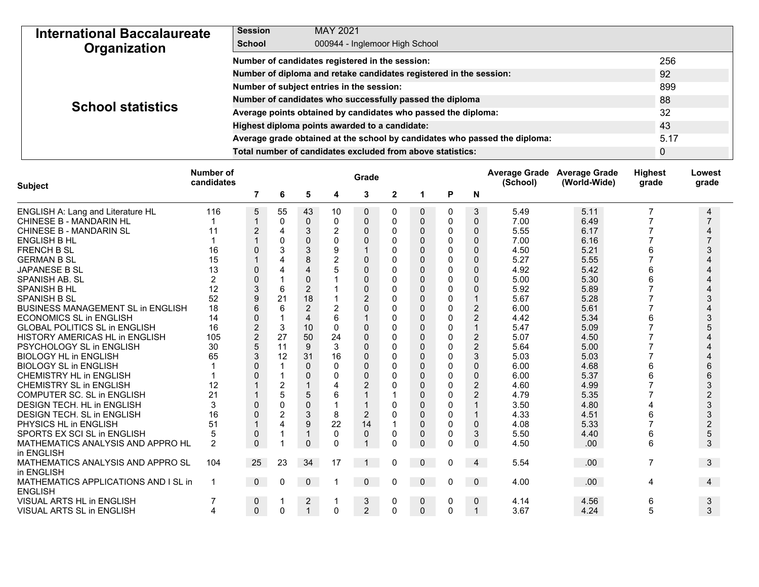# International Baccalaureate Organization

## School statistics

| | |
|---|---|
| **Session** | MAY 2021 |
| **School** | 000944 - Inglemoor High School |
| **Number of candidates registered in the session:** | 256 |
| **Number of diploma and retake candidates registered in the session:** | 92 |
| **Number of subject entries in the session:** | 899 |
| **Number of candidates who successfully passed the diploma** | 88 |
| **Average points obtained by candidates who passed the diploma:** | 32 |
| **Highest diploma points awarded to a candidate:** | 43 |
| **Average grade obtained at the school by candidates who passed the diploma:** | 5.17 |
| **Total number of candidates excluded from above statistics:** | 0 |

| Subject | Number of candidates | Grade | | | | | | | | | Average Grade (School) | Average Grade (World-Wide) | Highest grade | Lowest grade |
|---|---|---|---|---|---|---|---|---|---|---|---|---|---|---|
| | | 7 | 6 | 5 | 4 | 3 | 2 | 1 | P | N | | | | |
| ENGLISH A: Lang and Literature HL | 116 | 5 | 55 | 43 | 10 | 0 | 0 | 0 | 0 | 3 | 5.49 | 5.11 | 7 | 4 |
| CHINESE B - MANDARIN HL | 1 | 1 | 0 | 0 | 0 | 0 | 0 | 0 | 0 | 0 | 7.00 | 6.49 | 7 | 7 |
| CHINESE B - MANDARIN SL | 11 | 2 | 4 | 3 | 2 | 0 | 0 | 0 | 0 | 0 | 5.55 | 6.17 | 7 | 4 |
| ENGLISH B HL | 1 | 1 | 0 | 0 | 0 | 0 | 0 | 0 | 0 | 0 | 7.00 | 6.16 | 7 | 7 |
| FRENCH B SL | 16 | 0 | 3 | 3 | 9 | 1 | 0 | 0 | 0 | 0 | 4.50 | 5.21 | 6 | 3 |
| GERMAN B SL | 15 | 1 | 4 | 8 | 2 | 0 | 0 | 0 | 0 | 0 | 5.27 | 5.55 | 7 | 4 |
| JAPANESE B SL | 13 | 0 | 4 | 4 | 5 | 0 | 0 | 0 | 0 | 0 | 4.92 | 5.42 | 6 | 4 |
| SPANISH AB. SL | 2 | 0 | 1 | 0 | 1 | 0 | 0 | 0 | 0 | 0 | 5.00 | 5.30 | 6 | 4 |
| SPANISH B HL | 12 | 3 | 6 | 2 | 1 | 0 | 0 | 0 | 0 | 0 | 5.92 | 5.89 | 7 | 4 |
| SPANISH B SL | 52 | 9 | 21 | 18 | 1 | 2 | 0 | 0 | 0 | 1 | 5.67 | 5.28 | 7 | 3 |
| BUSINESS MANAGEMENT SL in ENGLISH | 18 | 6 | 6 | 2 | 2 | 0 | 0 | 0 | 0 | 2 | 6.00 | 5.61 | 7 | 4 |
| ECONOMICS SL in ENGLISH | 14 | 0 | 1 | 4 | 6 | 1 | 0 | 0 | 0 | 2 | 4.42 | 5.34 | 6 | 3 |
| GLOBAL POLITICS SL in ENGLISH | 16 | 2 | 3 | 10 | 0 | 0 | 0 | 0 | 0 | 1 | 5.47 | 5.09 | 7 | 5 |
| HISTORY AMERICAS HL in ENGLISH | 105 | 2 | 27 | 50 | 24 | 0 | 0 | 0 | 0 | 2 | 5.07 | 4.50 | 7 | 4 |
| PSYCHOLOGY SL in ENGLISH | 30 | 5 | 11 | 9 | 3 | 0 | 0 | 0 | 0 | 2 | 5.64 | 5.00 | 7 | 4 |
| BIOLOGY HL in ENGLISH | 65 | 3 | 12 | 31 | 16 | 0 | 0 | 0 | 0 | 3 | 5.03 | 5.03 | 7 | 4 |
| BIOLOGY SL in ENGLISH | 1 | 0 | 1 | 0 | 0 | 0 | 0 | 0 | 0 | 0 | 6.00 | 4.68 | 6 | 6 |
| CHEMISTRY HL in ENGLISH | 1 | 0 | 1 | 0 | 0 | 0 | 0 | 0 | 0 | 0 | 6.00 | 5.37 | 6 | 6 |
| CHEMISTRY SL in ENGLISH | 12 | 1 | 2 | 1 | 4 | 2 | 0 | 0 | 0 | 2 | 4.60 | 4.99 | 7 | 3 |
| COMPUTER SC. SL in ENGLISH | 21 | 1 | 5 | 5 | 6 | 1 | 1 | 0 | 0 | 2 | 4.79 | 5.35 | 7 | 2 |
| DESIGN TECH. HL in ENGLISH | 3 | 0 | 0 | 0 | 1 | 1 | 0 | 0 | 0 | 1 | 3.50 | 4.80 | 4 | 3 |
| DESIGN TECH. SL in ENGLISH | 16 | 0 | 2 | 3 | 8 | 2 | 0 | 0 | 0 | 1 | 4.33 | 4.51 | 6 | 3 |
| PHYSICS HL in ENGLISH | 51 | 1 | 4 | 9 | 22 | 14 | 1 | 0 | 0 | 0 | 4.08 | 5.33 | 7 | 2 |
| SPORTS EX SCI SL in ENGLISH | 5 | 0 | 1 | 1 | 0 | 0 | 0 | 0 | 0 | 3 | 5.50 | 4.40 | 6 | 5 |
| MATHEMATICS ANALYSIS AND APPRO HL in ENGLISH | 2 | 0 | 1 | 0 | 0 | 1 | 0 | 0 | 0 | 0 | 4.50 | .00 | 6 | 3 |
| MATHEMATICS ANALYSIS AND APPRO SL in ENGLISH | 104 | 25 | 23 | 34 | 17 | 1 | 0 | 0 | 0 | 4 | 5.54 | .00 | 7 | 3 |
| MATHEMATICS APPLICATIONS AND I SL in ENGLISH | 1 | 0 | 0 | 0 | 1 | 0 | 0 | 0 | 0 | 0 | 4.00 | .00 | 4 | 4 |
| VISUAL ARTS HL in ENGLISH | 7 | 0 | 1 | 2 | 1 | 3 | 0 | 0 | 0 | 0 | 4.14 | 4.56 | 6 | 3 |
| VISUAL ARTS SL in ENGLISH | 4 | 0 | 0 | 1 | 0 | 2 | 0 | 0 | 0 | 1 | 3.67 | 4.24 | 5 | 3 |